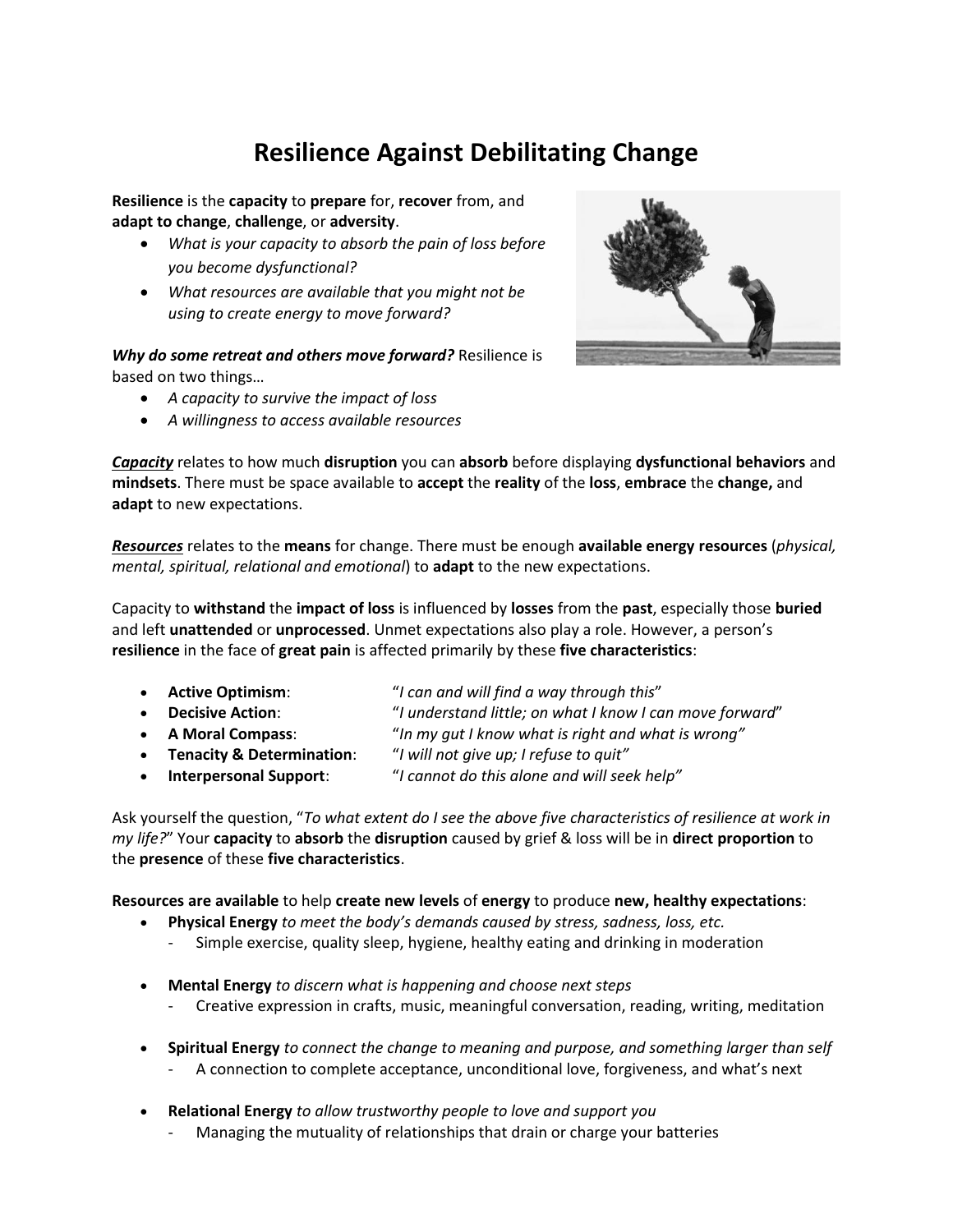# Resilience Against Debilitating Change

**Resilience** is the **capacity** to **prepare** for, **recover** from, and **adapt to change**, **challenge**, or **adversity**.

- *What is your capacity to absorb the pain of loss before you become dysfunctional?*
- *What resources are available that you might not be using to create energy to move forward?*

***Why do some retreat and others move forward?*** Resilience is based on two things…

- *A capacity to survive the impact of loss*
- *A willingness to access available resources*

***Capacity*** relates to how much **disruption** you can **absorb** before displaying **dysfunctional behaviors** and **mindsets**. There must be space available to **accept** the **reality** of the **loss**, **embrace** the **change,** and **adapt** to new expectations.

***Resources*** relates to the **means** for change. There must be enough **available energy resources** (*physical, mental, spiritual, relational and emotional*) to **adapt** to the new expectations.

Capacity to **withstand** the **impact of loss** is influenced by **losses** from the **past**, especially those **buried** and left **unattended** or **unprocessed**. Unmet expectations also play a role. However, a person's **resilience** in the face of **great pain** is affected primarily by these **five characteristics**:

- **Active Optimism**: "*I can and will find a way through this*"
- **Decisive Action**: "*I understand little; on what I know I can move forward*"
- **A Moral Compass**: "*In my gut I know what is right and what is wrong"*
- **Tenacity & Determination**: "*I will not give up; I refuse to quit"*
- **Interpersonal Support**: "*I cannot do this alone and will seek help"*

Ask yourself the question, "*To what extent do I see the above five characteristics of resilience at work in my life?*" Your **capacity** to **absorb** the **disruption** caused by grief & loss will be in **direct proportion** to the **presence** of these **five characteristics**.

**Resources are available** to help **create new levels** of **energy** to produce **new, healthy expectations**:

- **Physical Energy** *to meet the body's demands caused by stress, sadness, loss, etc.*
  - Simple exercise, quality sleep, hygiene, healthy eating and drinking in moderation
- **Mental Energy** *to discern what is happening and choose next steps*
  - Creative expression in crafts, music, meaningful conversation, reading, writing, meditation
- **Spiritual Energy** *to connect the change to meaning and purpose, and something larger than self*
  - A connection to complete acceptance, unconditional love, forgiveness, and what's next
- **Relational Energy** *to allow trustworthy people to love and support you*
  - Managing the mutuality of relationships that drain or charge your batteries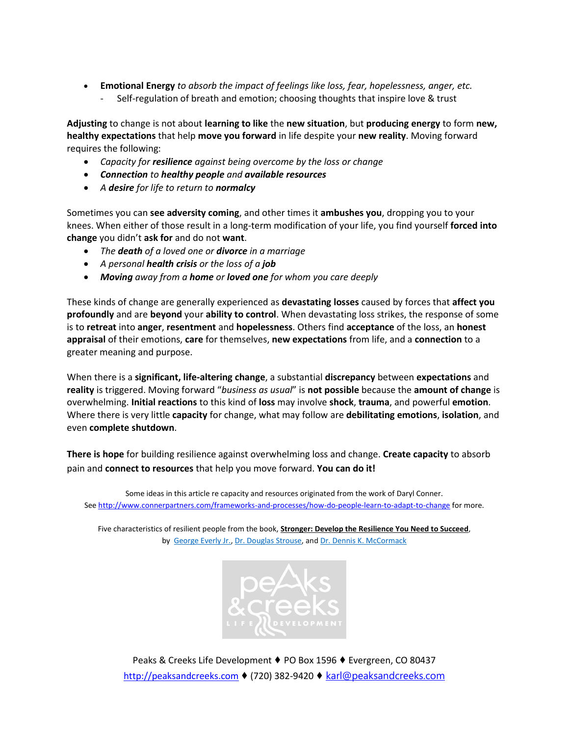- **Emotional Energy** *to absorb the impact of feelings like loss, fear, hopelessness, anger, etc.*
    - Self-regulation of breath and emotion; choosing thoughts that inspire love & trust

**Adjusting** to change is not about **learning to like** the **new situation**, but **producing energy** to form **new, healthy expectations** that help **move you forward** in life despite your **new reality**. Moving forward requires the following:

- *Capacity for **resilience** against being overcome by the loss or change*
- ***Connection** to **healthy people** and **available resources***
- *A **desire** for life to return to **normalcy***

Sometimes you can **see adversity coming**, and other times it **ambushes you**, dropping you to your knees. When either of those result in a long-term modification of your life, you find yourself **forced into change** you didn't **ask for** and do not **want**.

- *The **death** of a loved one or **divorce** in a marriage*
- *A personal **health crisis** or the loss of a **job***
- ***Moving** away from a **home** or **loved one** for whom you care deeply*

These kinds of change are generally experienced as **devastating losses** caused by forces that **affect you profoundly** and are **beyond** your **ability to control**. When devastating loss strikes, the response of some is to **retreat** into **anger**, **resentment** and **hopelessness**. Others find **acceptance** of the loss, an **honest appraisal** of their emotions, **care** for themselves, **new expectations** from life, and a **connection** to a greater meaning and purpose.

When there is a **significant, life-altering change**, a substantial **discrepancy** between **expectations** and **reality** is triggered. Moving forward "*business as usual*" is **not possible** because the **amount of change** is overwhelming. **Initial reactions** to this kind of **loss** may involve **shock**, **trauma**, and powerful **emotion**. Where there is very little **capacity** for change, what may follow are **debilitating emotions**, **isolation**, and even **complete shutdown**.

**There is hope** for building resilience against overwhelming loss and change. **Create capacity** to absorb pain and **connect to resources** that help you move forward. **You can do it!**

Some ideas in this article re capacity and resources originated from the work of Daryl Conner.
See http://www.connerpartners.com/frameworks-and-processes/how-do-people-learn-to-adapt-to-change for more.

Five characteristics of resilient people from the book, **Stronger: Develop the Resilience You Need to Succeed**, by George Everly Jr., Dr. Douglas Strouse, and Dr. Dennis K. McCormack

peaks & creeks LIFE DEVELOPMENT

Peaks & Creeks Life Development ♦ PO Box 1596 ♦ Evergreen, CO 80437
http://peaksandcreeks.com ♦ (720) 382-9420 ♦ karl@peaksandcreeks.com